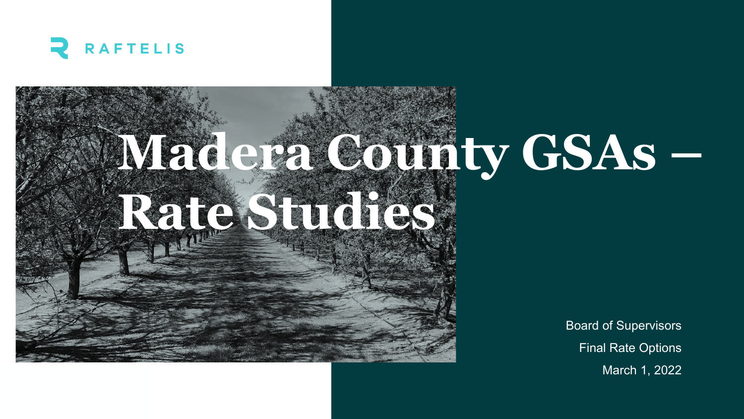RAFTELIS

# Madera County GSAs – Rate Studies

Board of Supervisors

Final Rate Options

March 1, 2022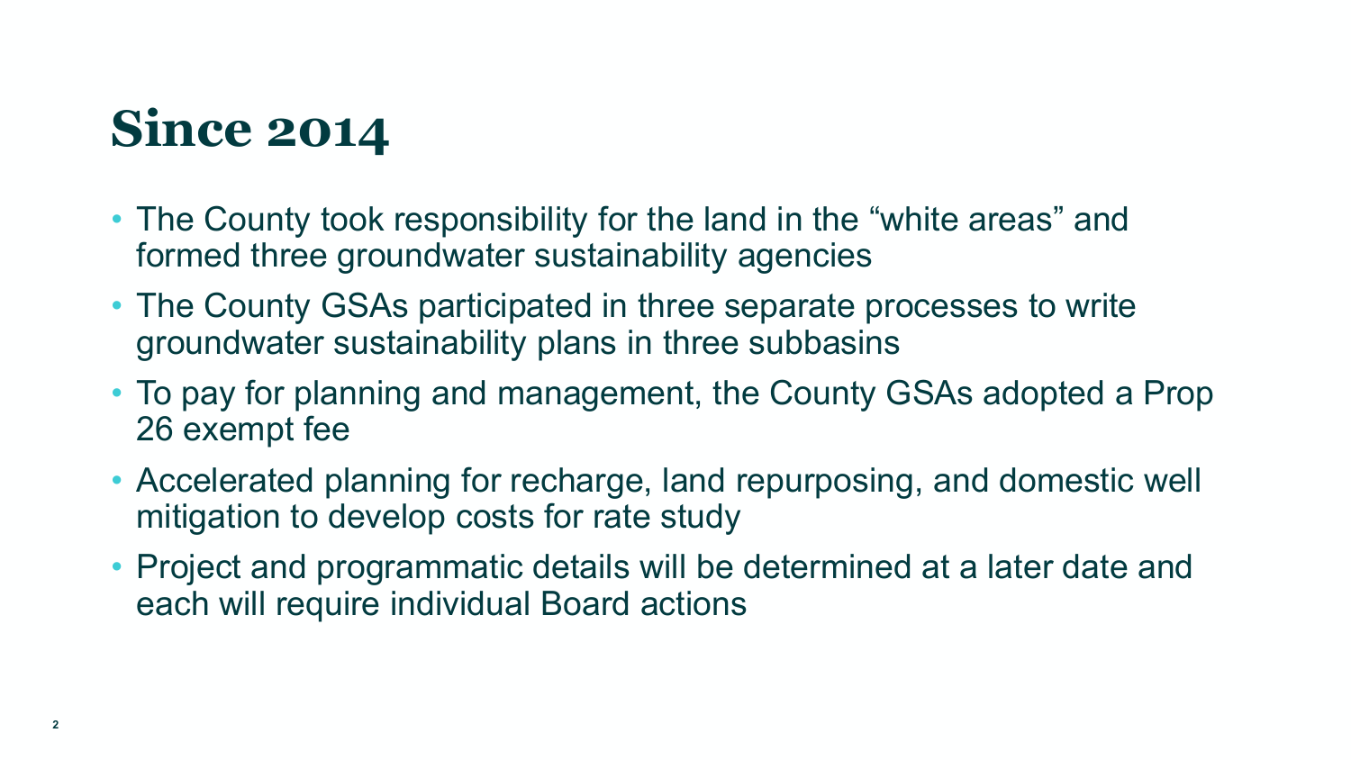# Since 2014

- The County took responsibility for the land in the "white areas" and formed three groundwater sustainability agencies
- The County GSAs participated in three separate processes to write groundwater sustainability plans in three subbasins
- To pay for planning and management, the County GSAs adopted a Prop 26 exempt fee
- Accelerated planning for recharge, land repurposing, and domestic well mitigation to develop costs for rate study
- Project and programmatic details will be determined at a later date and each will require individual Board actions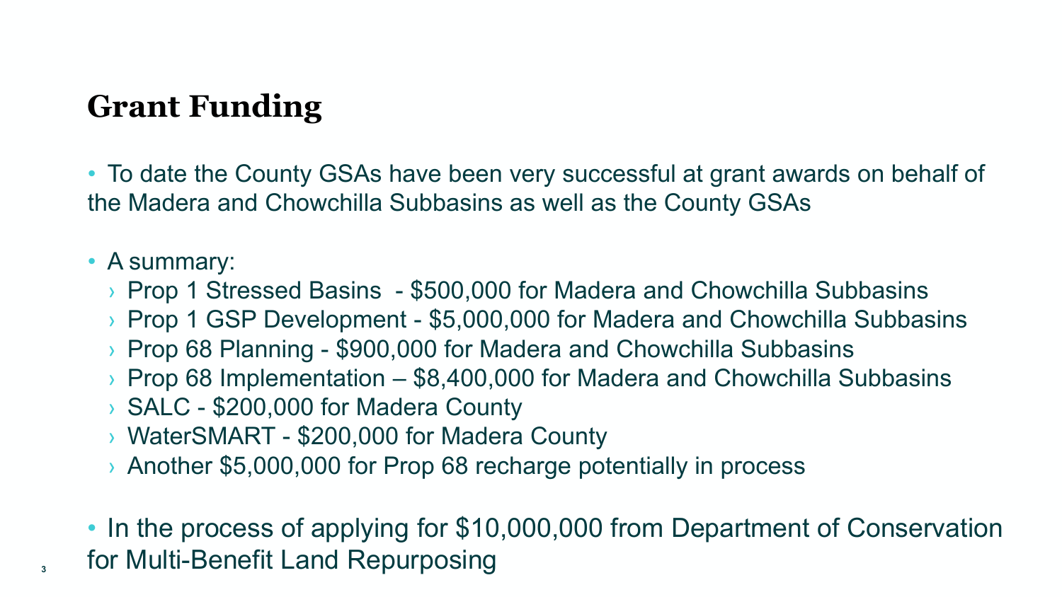# Grant Funding

- To date the County GSAs have been very successful at grant awards on behalf of the Madera and Chowchilla Subbasins as well as the County GSAs
- A summary:
  - Prop 1 Stressed Basins - $500,000 for Madera and Chowchilla Subbasins
  - Prop 1 GSP Development - $5,000,000 for Madera and Chowchilla Subbasins
  - Prop 68 Planning - $900,000 for Madera and Chowchilla Subbasins
  - Prop 68 Implementation – $8,400,000 for Madera and Chowchilla Subbasins
  - SALC - $200,000 for Madera County
  - WaterSMART - $200,000 for Madera County
  - Another $5,000,000 for Prop 68 recharge potentially in process
- In the process of applying for $10,000,000 from Department of Conservation for Multi-Benefit Land Repurposing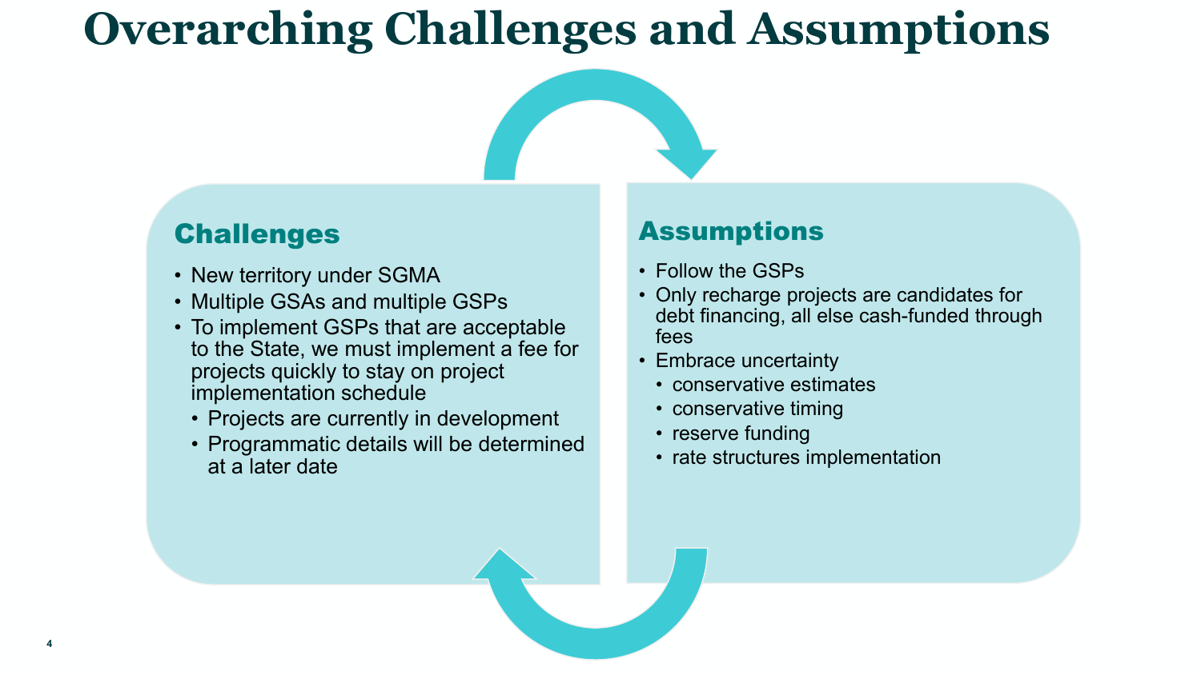# Overarching Challenges and Assumptions

## Challenges

- New territory under SGMA
- Multiple GSAs and multiple GSPs
- To implement GSPs that are acceptable to the State, we must implement a fee for projects quickly to stay on project implementation schedule
  - Projects are currently in development
  - Programmatic details will be determined at a later date

## Assumptions

- Follow the GSPs
- Only recharge projects are candidates for debt financing, all else cash-funded through fees
- Embrace uncertainty
  - conservative estimates
  - conservative timing
  - reserve funding
  - rate structures implementation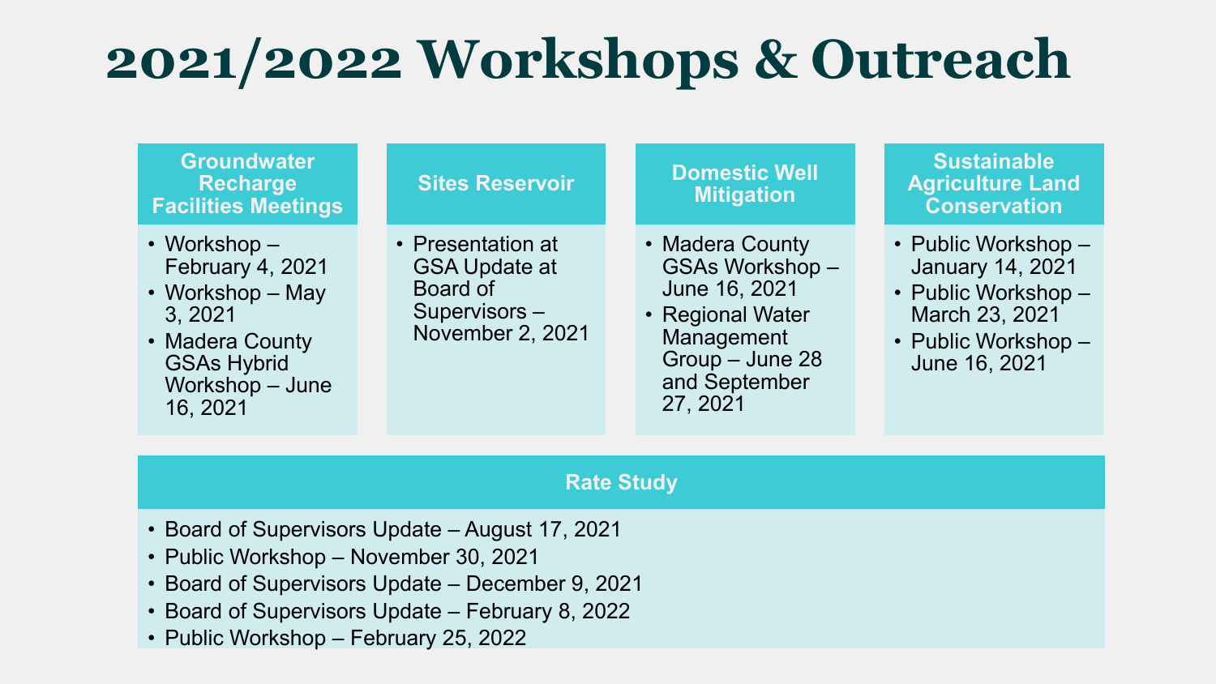# 2021/2022 Workshops & Outreach

### Groundwater Recharge Facilities Meetings

- Workshop – February 4, 2021
- Workshop – May 3, 2021
- Madera County GSAs Hybrid Workshop – June 16, 2021

### Sites Reservoir

- Presentation at GSA Update at Board of Supervisors – November 2, 2021

### Domestic Well Mitigation

- Madera County GSAs Workshop – June 16, 2021
- Regional Water Management Group – June 28 and September 27, 2021

### Sustainable Agriculture Land Conservation

- Public Workshop – January 14, 2021
- Public Workshop – March 23, 2021
- Public Workshop – June 16, 2021

### Rate Study

- Board of Supervisors Update – August 17, 2021
- Public Workshop – November 30, 2021
- Board of Supervisors Update – December 9, 2021
- Board of Supervisors Update – February 8, 2022
- Public Workshop – February 25, 2022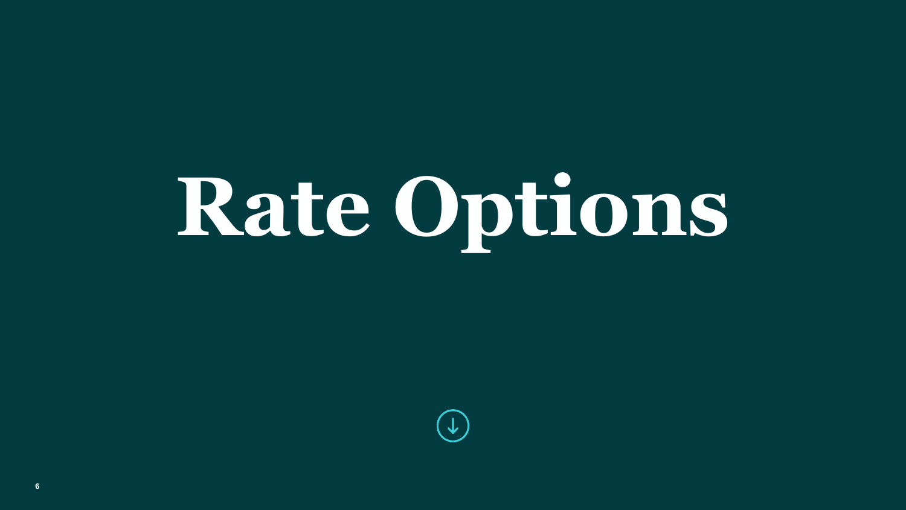# Rate Options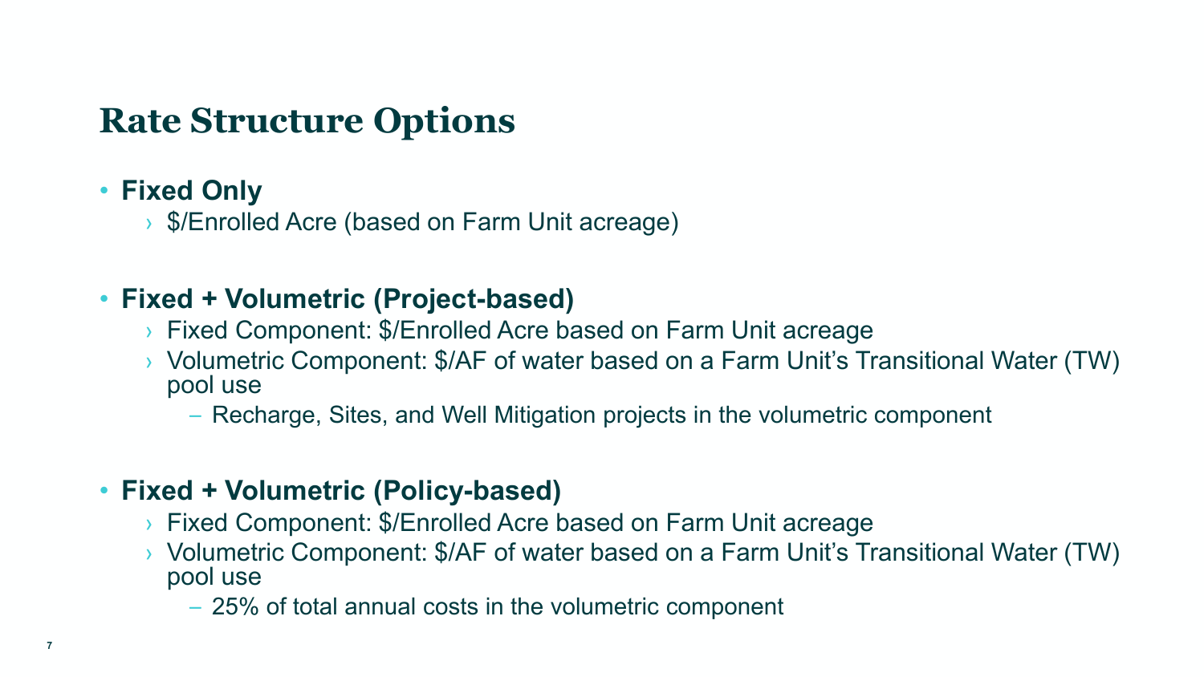# Rate Structure Options

- **Fixed Only**
  - $/Enrolled Acre (based on Farm Unit acreage)

- **Fixed + Volumetric (Project-based)**
  - Fixed Component: $/Enrolled Acre based on Farm Unit acreage
  - Volumetric Component: $/AF of water based on a Farm Unit's Transitional Water (TW) pool use
    - Recharge, Sites, and Well Mitigation projects in the volumetric component

- **Fixed + Volumetric (Policy-based)**
  - Fixed Component: $/Enrolled Acre based on Farm Unit acreage
  - Volumetric Component: $/AF of water based on a Farm Unit's Transitional Water (TW) pool use
    - 25% of total annual costs in the volumetric component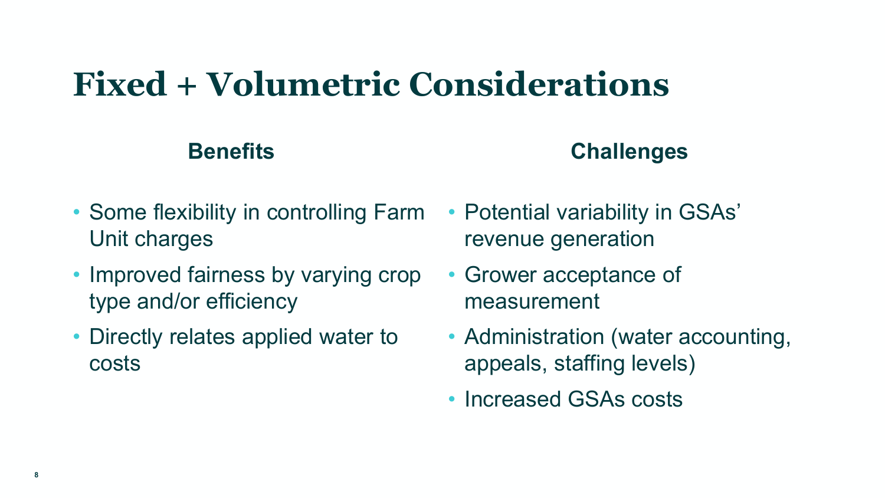# Fixed + Volumetric Considerations

## Benefits

- Some flexibility in controlling Farm Unit charges
- Improved fairness by varying crop type and/or efficiency
- Directly relates applied water to costs

## Challenges

- Potential variability in GSAs' revenue generation
- Grower acceptance of measurement
- Administration (water accounting, appeals, staffing levels)
- Increased GSAs costs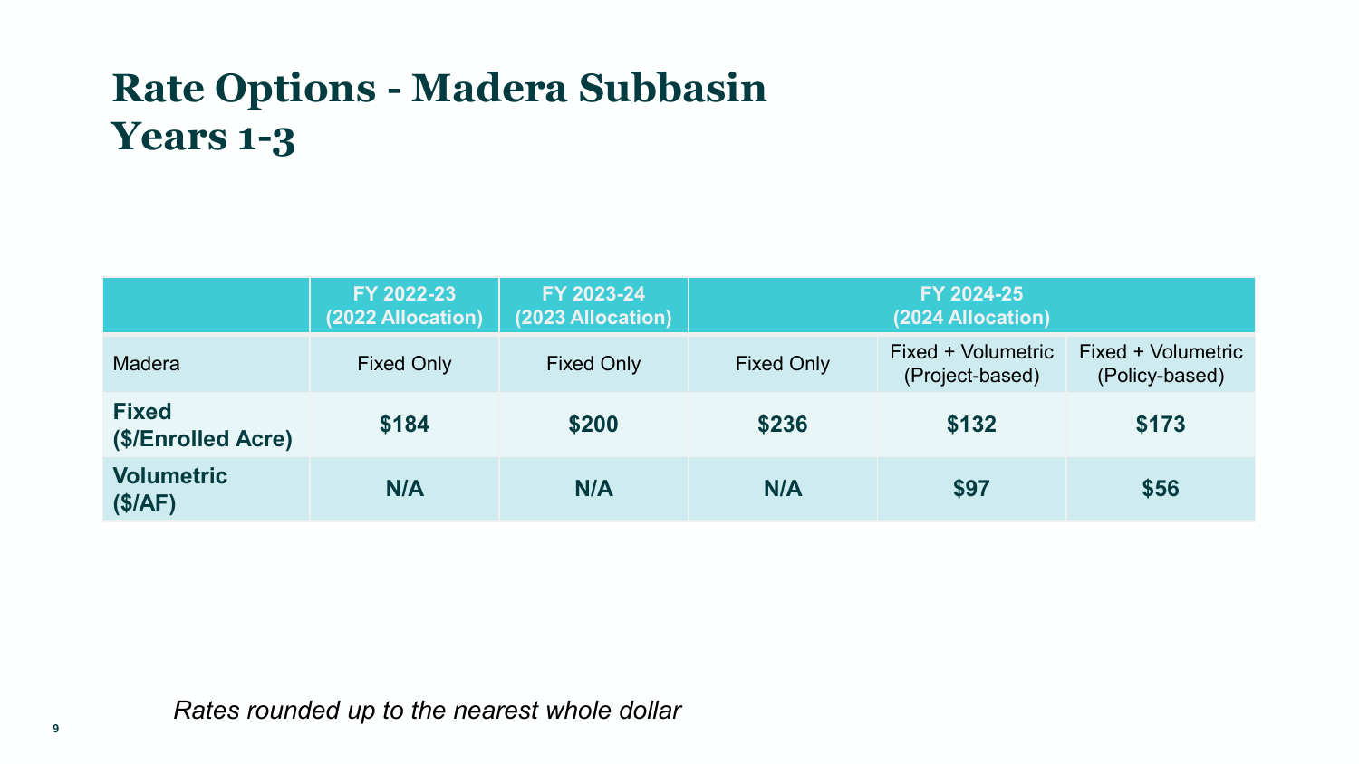# Rate Options - Madera Subbasin Years 1-3

| | FY 2022-23 (2022 Allocation) | FY 2023-24 (2023 Allocation) | FY 2024-25 (2024 Allocation) | | |
|---|---|---|---|---|---|
| Madera | Fixed Only | Fixed Only | Fixed Only | Fixed + Volumetric (Project-based) | Fixed + Volumetric (Policy-based) |
| **Fixed ($/Enrolled Acre)** | **$184** | **$200** | **$236** | **$132** | **$173** |
| **Volumetric ($/AF)** | **N/A** | **N/A** | **N/A** | **$97** | **$56** |

*Rates rounded up to the nearest whole dollar*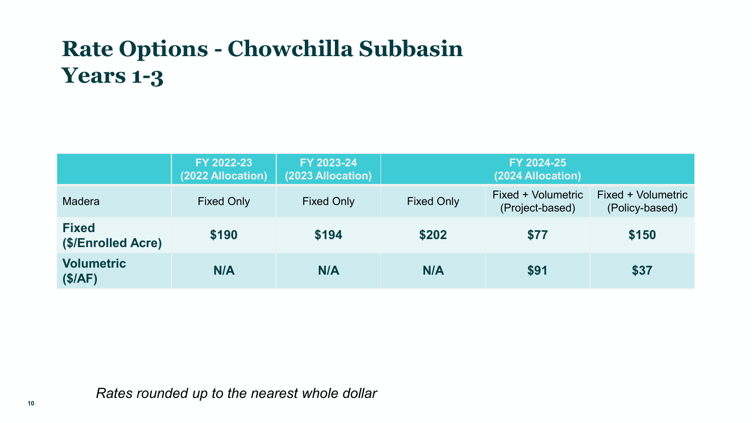# Rate Options - Chowchilla Subbasin Years 1-3

| | FY 2022-23 (2022 Allocation) | FY 2023-24 (2023 Allocation) | FY 2024-25 (2024 Allocation) | | |
|---|---|---|---|---|---|
| Madera | Fixed Only | Fixed Only | Fixed Only | Fixed + Volumetric (Project-based) | Fixed + Volumetric (Policy-based) |
| **Fixed ($/Enrolled Acre)** | **$190** | **$194** | **$202** | **$77** | **$150** |
| **Volumetric ($/AF)** | **N/A** | **N/A** | **N/A** | **$91** | **$37** |

*Rates rounded up to the nearest whole dollar*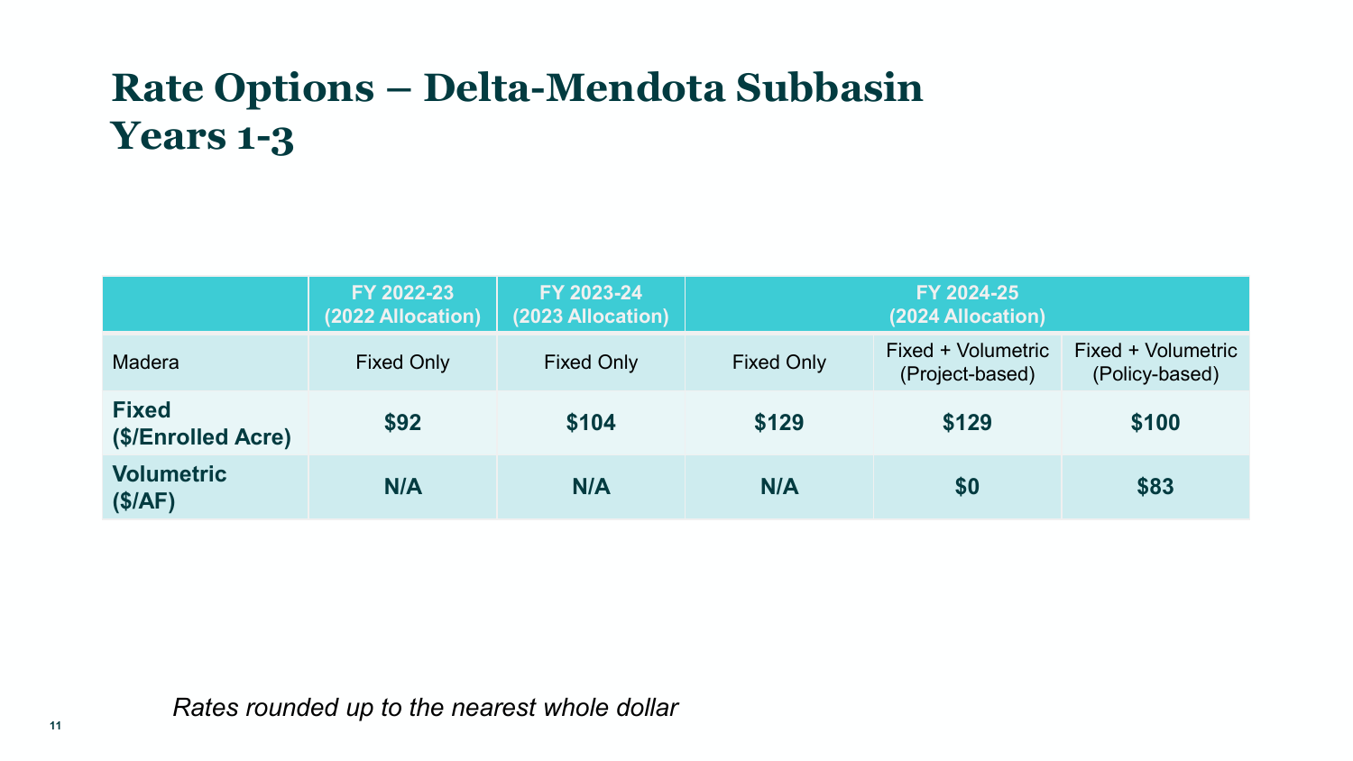# Rate Options – Delta-Mendota Subbasin Years 1-3

| | FY 2022-23 (2022 Allocation) | FY 2023-24 (2023 Allocation) | FY 2024-25 (2024 Allocation) | | |
|---|---|---|---|---|---|
| Madera | Fixed Only | Fixed Only | Fixed Only | Fixed + Volumetric (Project-based) | Fixed + Volumetric (Policy-based) |
| **Fixed ($/Enrolled Acre)** | **$92** | **$104** | **$129** | **$129** | **$100** |
| **Volumetric ($/AF)** | **N/A** | **N/A** | **N/A** | **$0** | **$83** |

*Rates rounded up to the nearest whole dollar*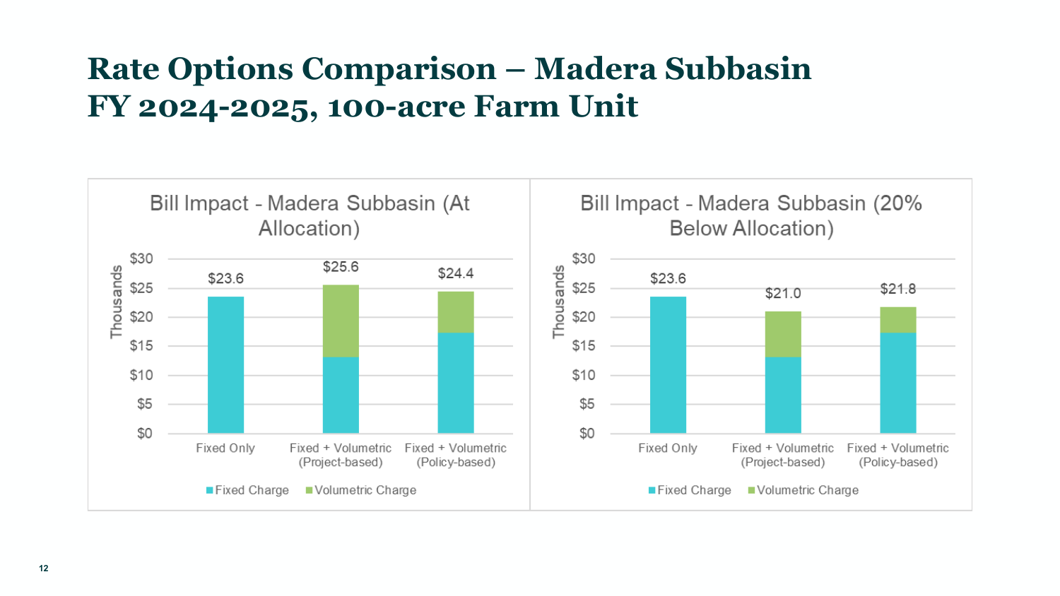# Rate Options Comparison – Madera Subbasin FY 2024-2025, 100-acre Farm Unit

**Bill Impact - Madera Subbasin (At Allocation)**

Thousands

| | Fixed Only | Fixed + Volumetric (Project-based) | Fixed + Volumetric (Policy-based) |
|---|---|---|---|
| Total | $23.6 | $25.6 | $24.4 |

Fixed Charge | Volumetric Charge

**Bill Impact - Madera Subbasin (20% Below Allocation)**

Thousands

| | Fixed Only | Fixed + Volumetric (Project-based) | Fixed + Volumetric (Policy-based) |
|---|---|---|---|
| Total | $23.6 | $21.0 | $21.8 |

Fixed Charge | Volumetric Charge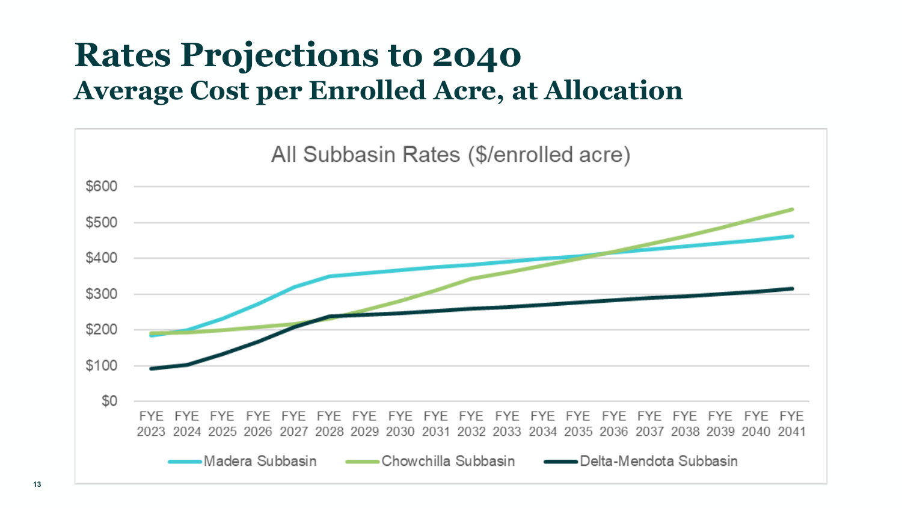# Rates Projections to 2040

## Average Cost per Enrolled Acre, at Allocation

All Subbasin Rates ($/enrolled acre)

$600
$500
$400
$300
$200
$100
$0

FYE 2023 FYE 2024 FYE 2025 FYE 2026 FYE 2027 FYE 2028 FYE 2029 FYE 2030 FYE 2031 FYE 2032 FYE 2033 FYE 2034 FYE 2035 FYE 2036 FYE 2037 FYE 2038 FYE 2039 FYE 2040 FYE 2041

Madera Subbasin — Chowchilla Subbasin — Delta-Mendota Subbasin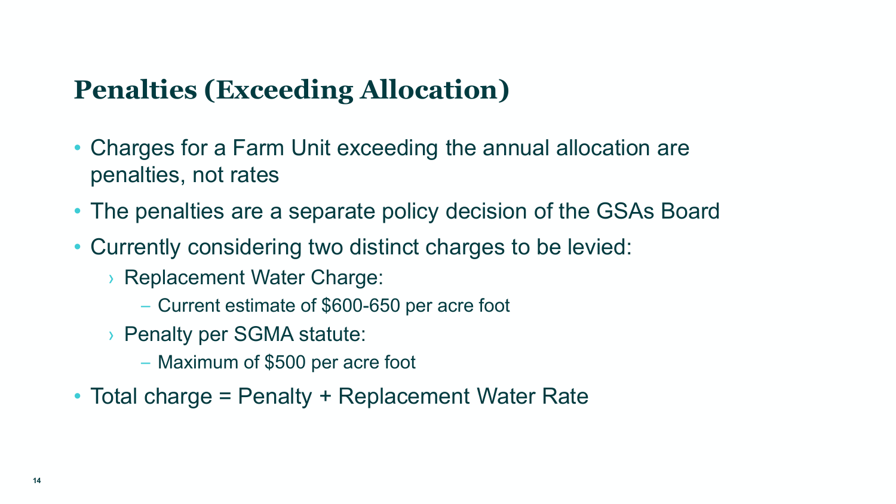# Penalties (Exceeding Allocation)

- Charges for a Farm Unit exceeding the annual allocation are penalties, not rates
- The penalties are a separate policy decision of the GSAs Board
- Currently considering two distinct charges to be levied:
  - Replacement Water Charge:
    - Current estimate of $600-650 per acre foot
  - Penalty per SGMA statute:
    - Maximum of $500 per acre foot
- Total charge = Penalty + Replacement Water Rate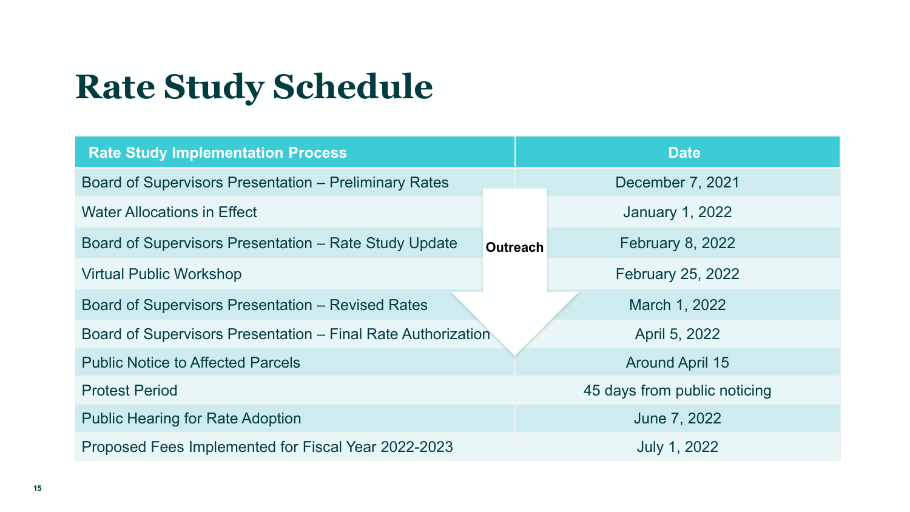# Rate Study Schedule

| Rate Study Implementation Process | Date |
| --- | --- |
| Board of Supervisors Presentation – Preliminary Rates | December 7, 2021 |
| Water Allocations in Effect | January 1, 2022 |
| Board of Supervisors Presentation – Rate Study Update | February 8, 2022 |
| Virtual Public Workshop | February 25, 2022 |
| Board of Supervisors Presentation – Revised Rates | March 1, 2022 |
| Board of Supervisors Presentation – Final Rate Authorization | April 5, 2022 |
| Public Notice to Affected Parcels | Around April 15 |
| Protest Period | 45 days from public noticing |
| Public Hearing for Rate Adoption | June 7, 2022 |
| Proposed Fees Implemented for Fiscal Year 2022-2023 | July 1, 2022 |

**Outreach** (spans December 7, 2021 through April 5, 2022)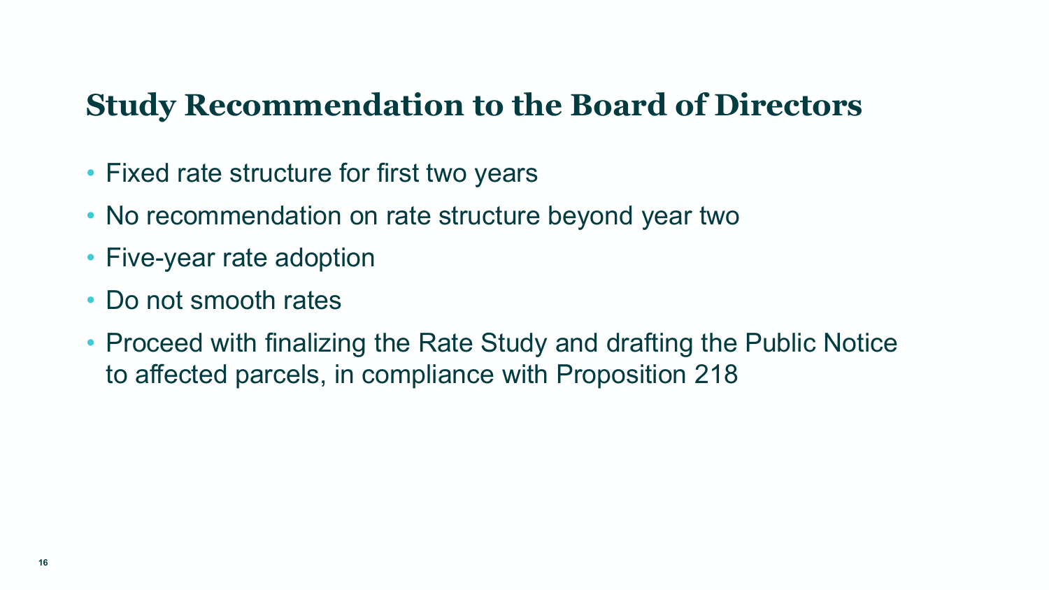## Study Recommendation to the Board of Directors

- Fixed rate structure for first two years
- No recommendation on rate structure beyond year two
- Five-year rate adoption
- Do not smooth rates
- Proceed with finalizing the Rate Study and drafting the Public Notice to affected parcels, in compliance with Proposition 218